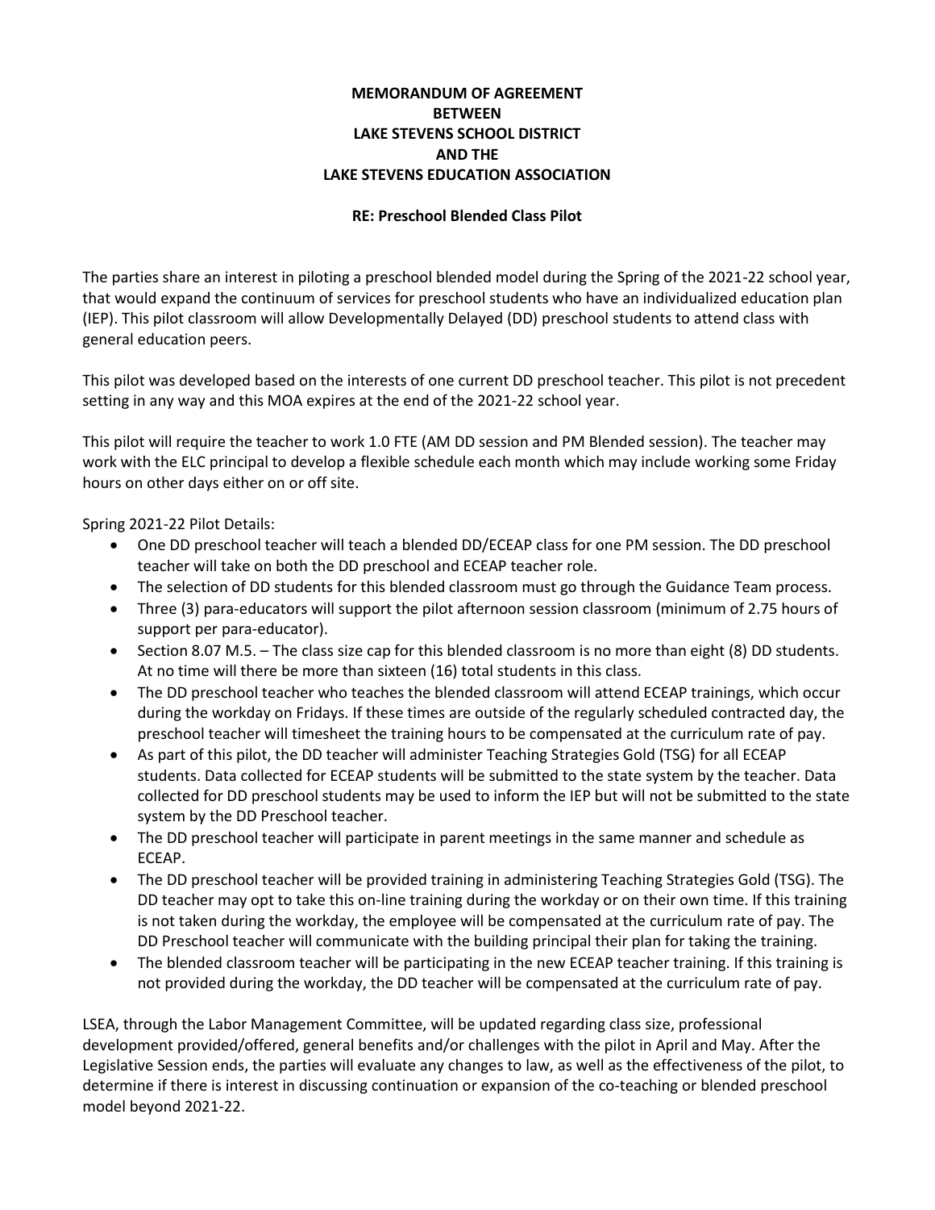**MEMORANDUM OF AGREEMENT**
**BETWEEN**
**LAKE STEVENS SCHOOL DISTRICT**
**AND THE**
**LAKE STEVENS EDUCATION ASSOCIATION**

**RE: Preschool Blended Class Pilot**

The parties share an interest in piloting a preschool blended model during the Spring of the 2021-22 school year, that would expand the continuum of services for preschool students who have an individualized education plan (IEP). This pilot classroom will allow Developmentally Delayed (DD) preschool students to attend class with general education peers.

This pilot was developed based on the interests of one current DD preschool teacher. This pilot is not precedent setting in any way and this MOA expires at the end of the 2021-22 school year.

This pilot will require the teacher to work 1.0 FTE (AM DD session and PM Blended session). The teacher may work with the ELC principal to develop a flexible schedule each month which may include working some Friday hours on other days either on or off site.

Spring 2021-22 Pilot Details:

- One DD preschool teacher will teach a blended DD/ECEAP class for one PM session. The DD preschool teacher will take on both the DD preschool and ECEAP teacher role.
- The selection of DD students for this blended classroom must go through the Guidance Team process.
- Three (3) para-educators will support the pilot afternoon session classroom (minimum of 2.75 hours of support per para-educator).
- Section 8.07 M.5. – The class size cap for this blended classroom is no more than eight (8) DD students. At no time will there be more than sixteen (16) total students in this class.
- The DD preschool teacher who teaches the blended classroom will attend ECEAP trainings, which occur during the workday on Fridays. If these times are outside of the regularly scheduled contracted day, the preschool teacher will timesheet the training hours to be compensated at the curriculum rate of pay.
- As part of this pilot, the DD teacher will administer Teaching Strategies Gold (TSG) for all ECEAP students. Data collected for ECEAP students will be submitted to the state system by the teacher. Data collected for DD preschool students may be used to inform the IEP but will not be submitted to the state system by the DD Preschool teacher.
- The DD preschool teacher will participate in parent meetings in the same manner and schedule as ECEAP.
- The DD preschool teacher will be provided training in administering Teaching Strategies Gold (TSG). The DD teacher may opt to take this on-line training during the workday or on their own time. If this training is not taken during the workday, the employee will be compensated at the curriculum rate of pay. The DD Preschool teacher will communicate with the building principal their plan for taking the training.
- The blended classroom teacher will be participating in the new ECEAP teacher training. If this training is not provided during the workday, the DD teacher will be compensated at the curriculum rate of pay.

LSEA, through the Labor Management Committee, will be updated regarding class size, professional development provided/offered, general benefits and/or challenges with the pilot in April and May. After the Legislative Session ends, the parties will evaluate any changes to law, as well as the effectiveness of the pilot, to determine if there is interest in discussing continuation or expansion of the co-teaching or blended preschool model beyond 2021-22.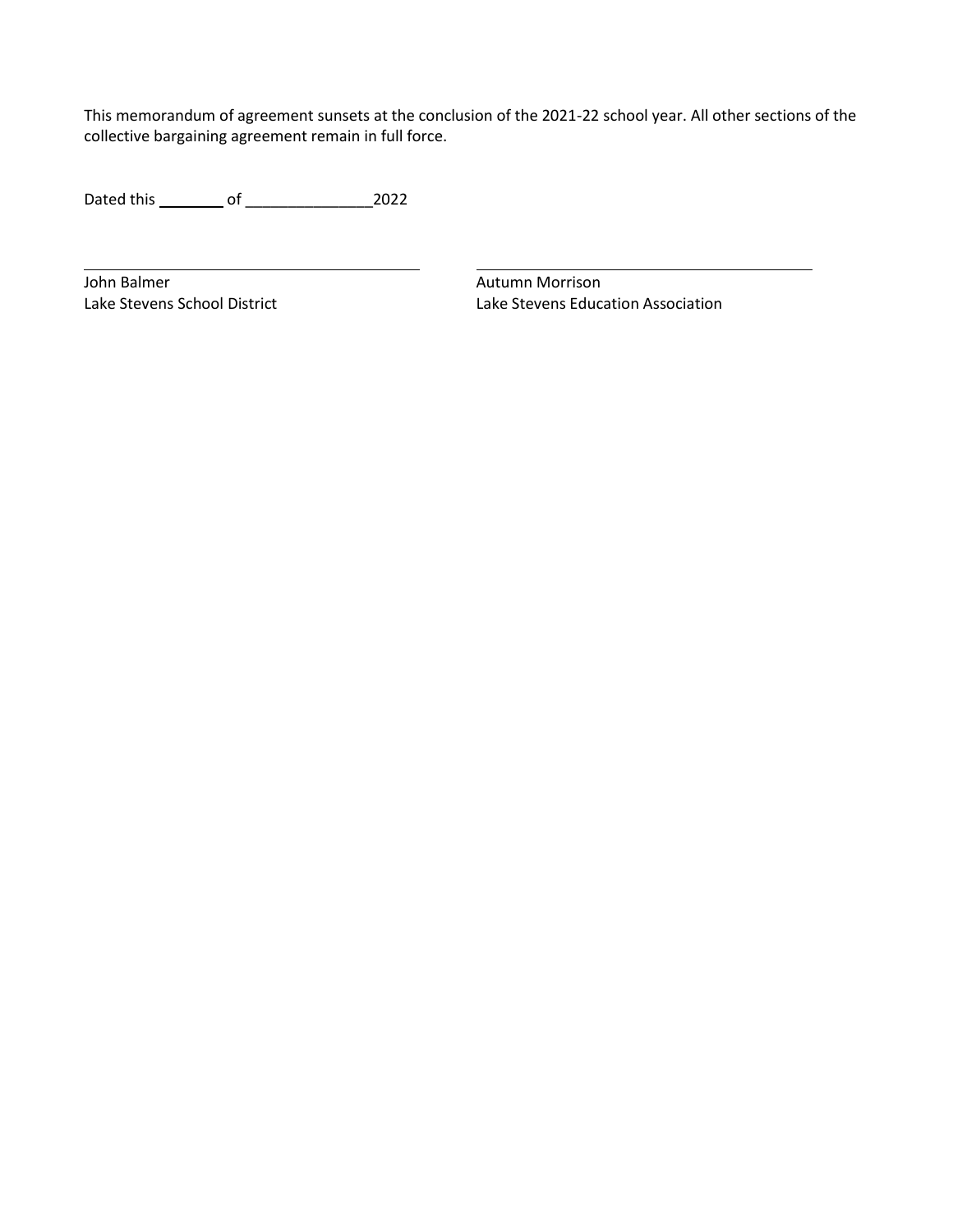This memorandum of agreement sunsets at the conclusion of the 2021-22 school year. All other sections of the collective bargaining agreement remain in full force.

Dated this ________ of _______________2022

John Balmer
Lake Stevens School District

Autumn Morrison
Lake Stevens Education Association